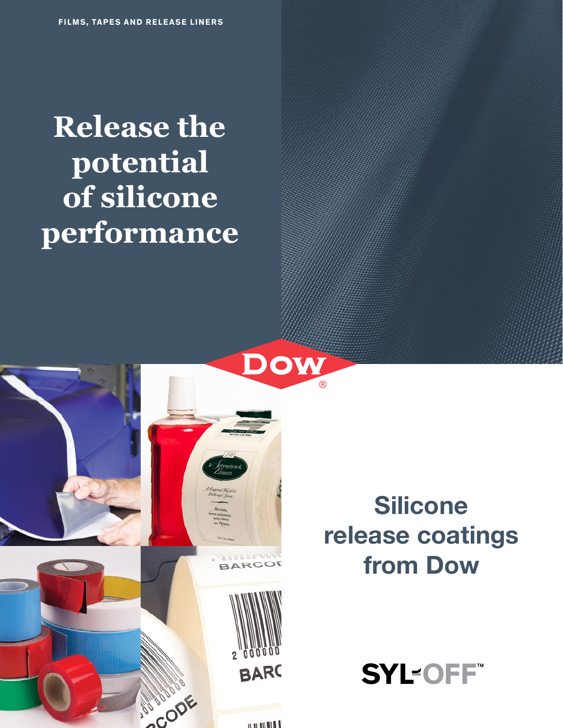FILMS, TAPES AND RELEASE LINERS

# Release the potential of silicone performance

## Silicone release coatings from Dow

SYL-OFF™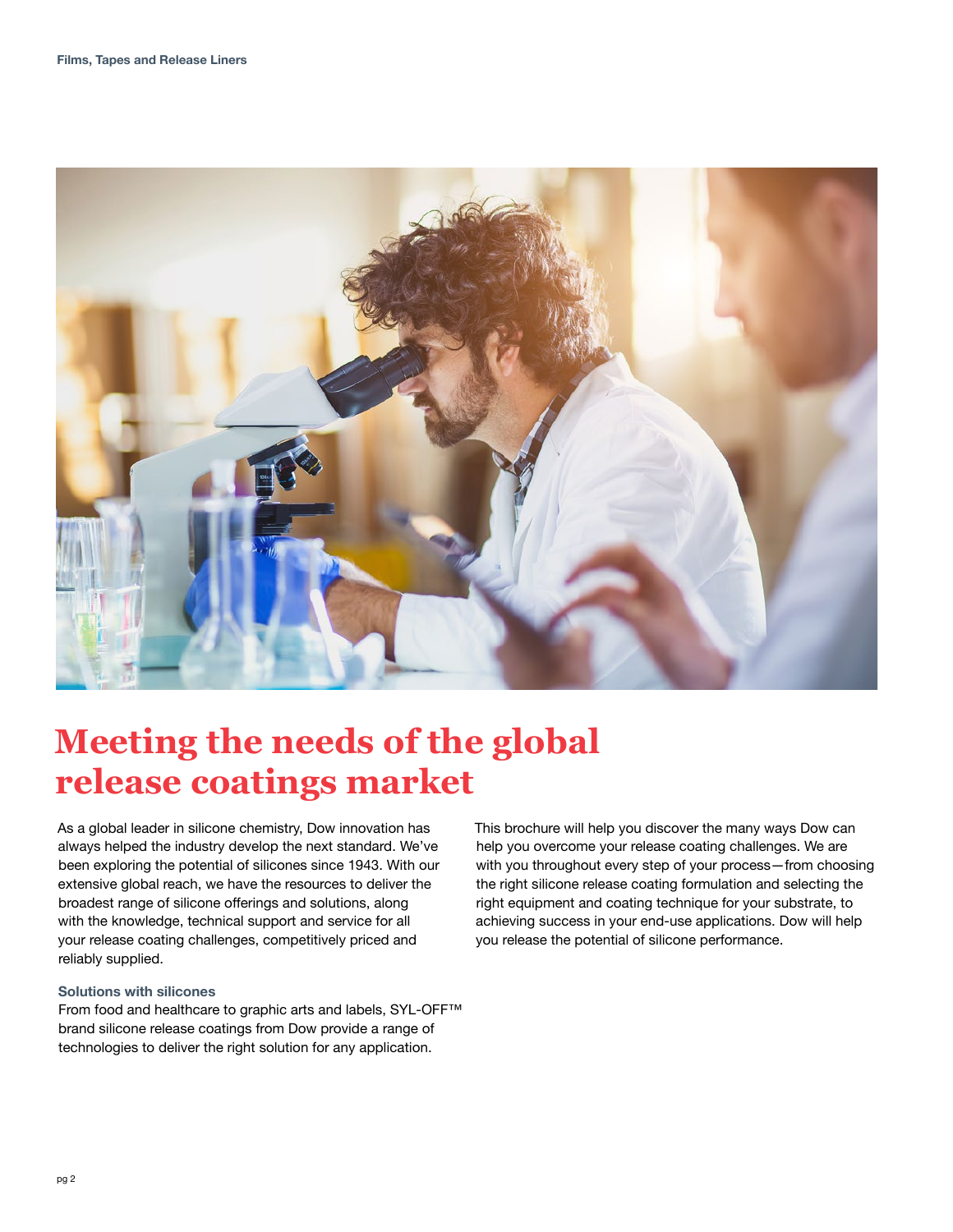# Meeting the needs of the global release coatings market

As a global leader in silicone chemistry, Dow innovation has always helped the industry develop the next standard. We've been exploring the potential of silicones since 1943. With our extensive global reach, we have the resources to deliver the broadest range of silicone offerings and solutions, along with the knowledge, technical support and service for all your release coating challenges, competitively priced and reliably supplied.

### Solutions with silicones

From food and healthcare to graphic arts and labels, SYL-OFF™ brand silicone release coatings from Dow provide a range of technologies to deliver the right solution for any application.

This brochure will help you discover the many ways Dow can help you overcome your release coating challenges. We are with you throughout every step of your process—from choosing the right silicone release coating formulation and selecting the right equipment and coating technique for your substrate, to achieving success in your end-use applications. Dow will help you release the potential of silicone performance.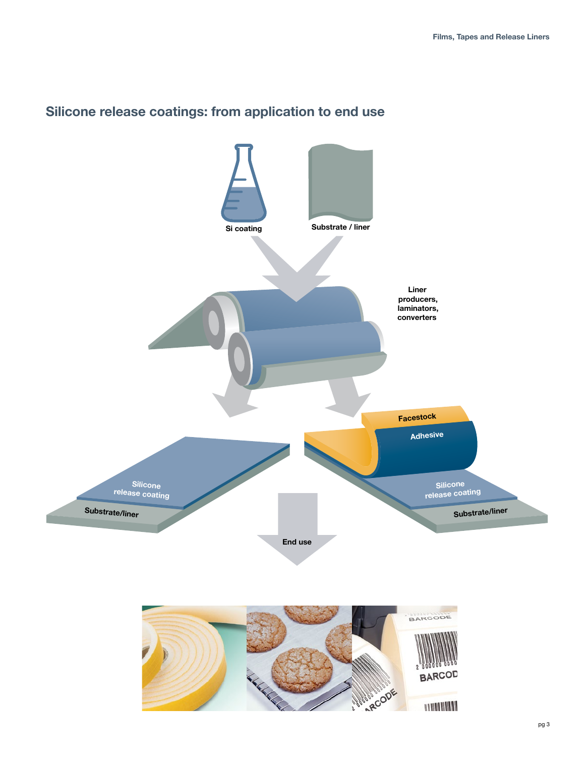## Silicone release coatings: from application to end use

Si coating

Substrate / liner

Liner producers, laminators, converters

Facestock

Adhesive

Silicone release coating

Substrate/liner

Silicone release coating

Substrate/liner

End use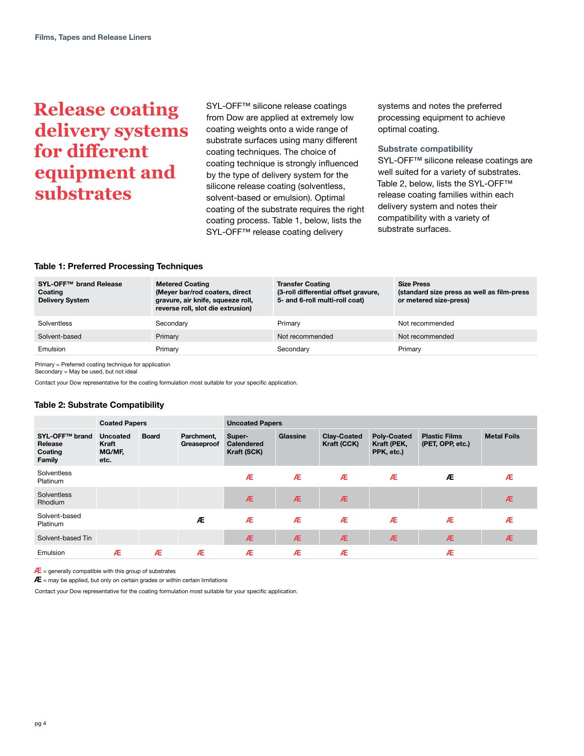# Release coating delivery systems for different equipment and substrates

SYL-OFF™ silicone release coatings from Dow are applied at extremely low coating weights onto a wide range of substrate surfaces using many different coating techniques. The choice of coating technique is strongly influenced by the type of delivery system for the silicone release coating (solventless, solvent-based or emulsion). Optimal coating of the substrate requires the right coating process. Table 1, below, lists the SYL-OFF™ release coating delivery systems and notes the preferred processing equipment to achieve optimal coating.

### Substrate compatibility

SYL-OFF™ silicone release coatings are well suited for a variety of substrates. Table 2, below, lists the SYL-OFF™ release coating families within each delivery system and notes their compatibility with a variety of substrate surfaces.

### Table 1: Preferred Processing Techniques

| SYL-OFF™ brand Release Coating Delivery System | Metered Coating (Meyer bar/rod coaters, direct gravure, air knife, squeeze roll, reverse roll, slot die extrusion) | Transfer Coating (3-roll differential offset gravure, 5- and 6-roll multi-roll coat) | Size Press (standard size press as well as film-press or metered size-press) |
|---|---|---|---|
| Solventless | Secondary | Primary | Not recommended |
| Solvent-based | Primary | Not recommended | Not recommended |
| Emulsion | Primary | Secondary | Primary |

Primary = Preferred coating technique for application
Secondary = May be used, but not ideal

Contact your Dow representative for the coating formulation most suitable for your specific application.

### Table 2: Substrate Compatibility

| | Coated Papers | | | Uncoated Papers | | | | | |
|---|---|---|---|---|---|---|---|---|---|
| SYL-OFF™ brand Release Coating Family | Uncoated Kraft MG/MF, etc. | Board | Parchment, Greaseproof | Super-Calendered Kraft (SCK) | Glassine | Clay-Coated Kraft (CCK) | Poly-Coated Kraft (PEK, PPK, etc.) | Plastic Films (PET, OPP, etc.) | Metal Foils |
| Solventless Platinum | | | | Æ | Æ | Æ | Æ | **Æ** | Æ |
| Solventless Rhodium | | | | Æ | Æ | Æ | | | Æ |
| Solvent-based Platinum | | | **Æ** | Æ | Æ | Æ | Æ | Æ | Æ |
| Solvent-based Tin | | | | Æ | Æ | Æ | Æ | Æ | Æ |
| Emulsion | Æ | Æ | Æ | Æ | Æ | Æ | | Æ | |

Æ = generally compatible with this group of substrates
**Æ** = may be applied, but only on certain grades or within certain limitations

Contact your Dow representative for the coating formulation most suitable for your specific application.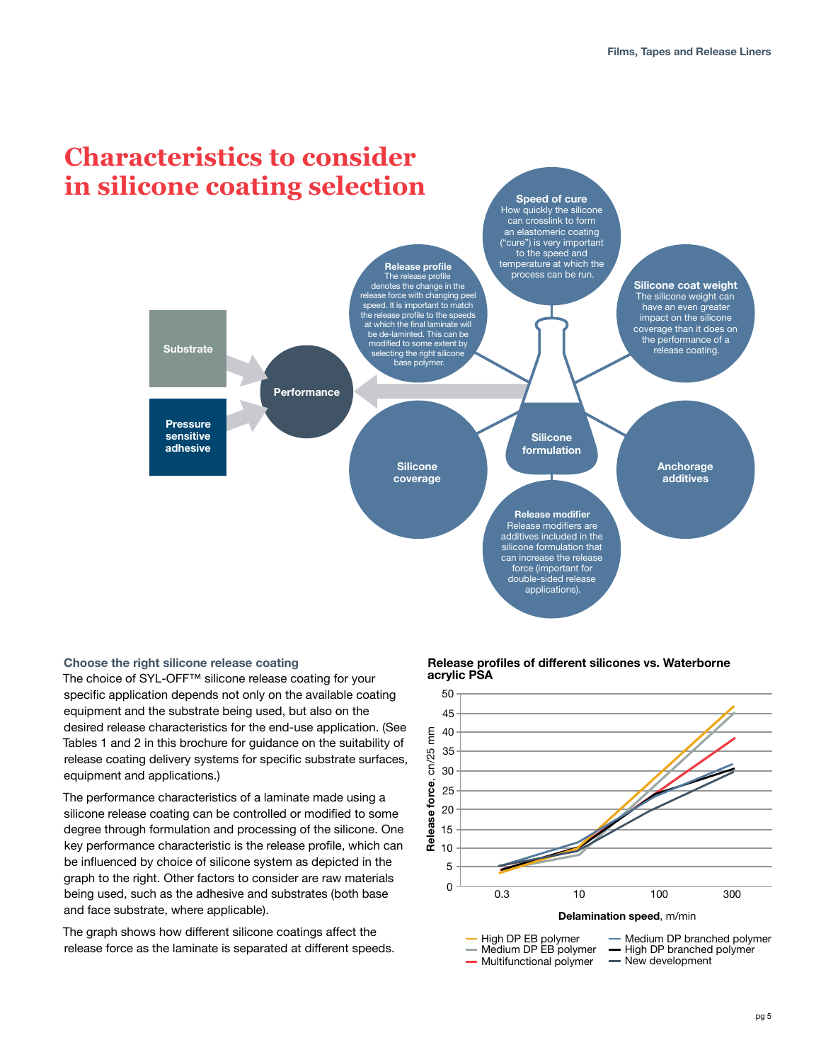# Characteristics to consider in silicone coating selection

Substrate

Pressure sensitive adhesive

Performance

**Release profile**
The release profile denotes the change in the release force with changing peel speed. It is important to match the release profile to the speeds at which the final laminate will be de-laminted. This can be modified to some extent by selecting the right silicone base polymer.

**Speed of cure**
How quickly the silicone can crosslink to form an elastomeric coating ("cure") is very important to the speed and temperature at which the process can be run.

**Silicone coat weight**
The silicone weight can have an even greater impact on the silicone coverage than it does on the performance of a release coating.

**Silicone formulation**

**Silicone coverage**

**Anchorage additives**

**Release modifier**
Release modifiers are additives included in the silicone formulation that can increase the release force (important for double-sided release applications).

### Choose the right silicone release coating

The choice of SYL-OFF™ silicone release coating for your specific application depends not only on the available coating equipment and the substrate being used, but also on the desired release characteristics for the end-use application. (See Tables 1 and 2 in this brochure for guidance on the suitability of release coating delivery systems for specific substrate surfaces, equipment and applications.)

The performance characteristics of a laminate made using a silicone release coating can be controlled or modified to some degree through formulation and processing of the silicone. One key performance characteristic is the release profile, which can be influenced by choice of silicone system as depicted in the graph to the right. Other factors to consider are raw materials being used, such as the adhesive and substrates (both base and face substrate, where applicable).

The graph shows how different silicone coatings affect the release force as the laminate is separated at different speeds.

**Release profiles of different silicones vs. Waterborne acrylic PSA**

Y-axis: **Release force**, cn/25 mm (0–50)
X-axis: **Delamination speed**, m/min (0.3, 10, 100, 300)

Legend: High DP EB polymer; Medium DP EB polymer; Multifunctional polymer; Medium DP branched polymer; High DP branched polymer; New development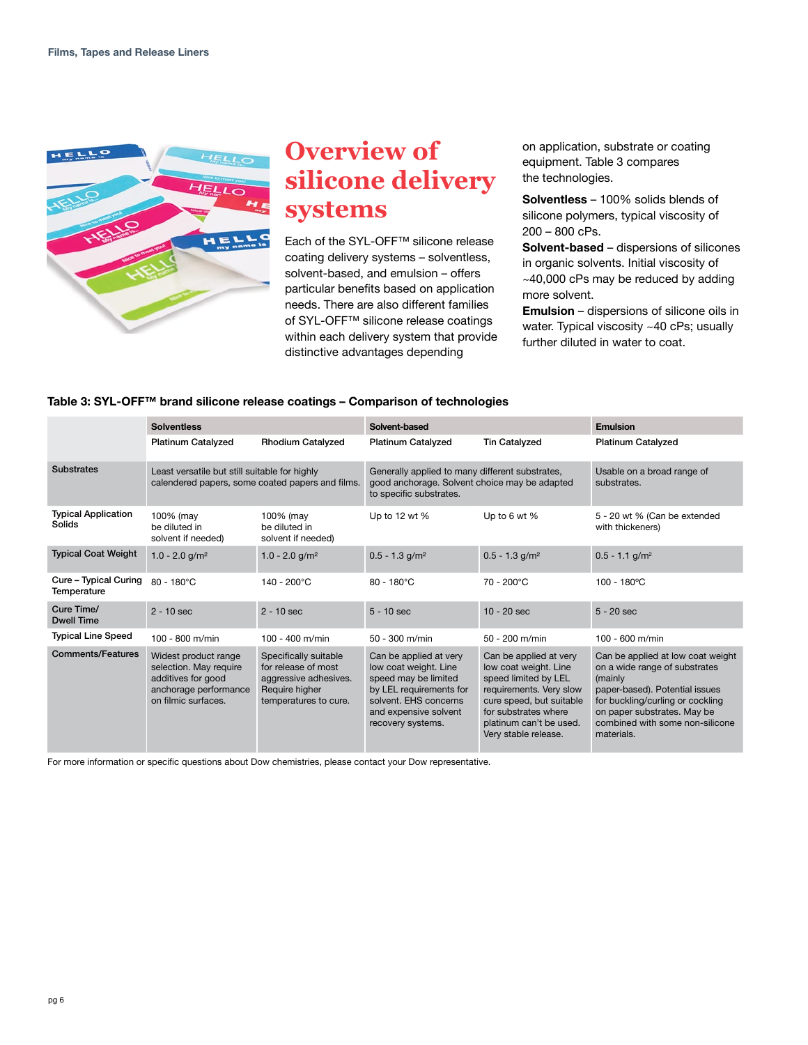# Overview of silicone delivery systems

Each of the SYL-OFF™ silicone release coating delivery systems – solventless, solvent-based, and emulsion – offers particular benefits based on application needs. There are also different families of SYL-OFF™ silicone release coatings within each delivery system that provide distinctive advantages depending on application, substrate or coating equipment. Table 3 compares the technologies.

**Solventless** – 100% solids blends of silicone polymers, typical viscosity of 200 – 800 cPs.

**Solvent-based** – dispersions of silicones in organic solvents. Initial viscosity of ~40,000 cPs may be reduced by adding more solvent.

**Emulsion** – dispersions of silicone oils in water. Typical viscosity ~40 cPs; usually further diluted in water to coat.

**Table 3: SYL-OFF™ brand silicone release coatings – Comparison of technologies**

| | **Solventless** | | **Solvent-based** | | **Emulsion** |
|---|---|---|---|---|---|
| | Platinum Catalyzed | Rhodium Catalyzed | Platinum Catalyzed | Tin Catalyzed | Platinum Catalyzed |
| **Substrates** | Least versatile but still suitable for highly calendered papers, some coated papers and films. | | Generally applied to many different substrates, good anchorage. Solvent choice may be adapted to specific substrates. | | Usable on a broad range of substrates. |
| **Typical Application Solids** | 100% (may be diluted in solvent if needed) | 100% (may be diluted in solvent if needed) | Up to 12 wt % | Up to 6 wt % | 5 - 20 wt % (Can be extended with thickeners) |
| **Typical Coat Weight** | 1.0 - 2.0 g/m² | 1.0 - 2.0 g/m² | 0.5 - 1.3 g/m² | 0.5 - 1.3 g/m² | 0.5 - 1.1 g/m² |
| **Cure – Typical Curing Temperature** | 80 - 180°C | 140 - 200°C | 80 - 180°C | 70 - 200°C | 100 - 180°C |
| **Cure Time/ Dwell Time** | 2 - 10 sec | 2 - 10 sec | 5 - 10 sec | 10 - 20 sec | 5 - 20 sec |
| **Typical Line Speed** | 100 - 800 m/min | 100 - 400 m/min | 50 - 300 m/min | 50 - 200 m/min | 100 - 600 m/min |
| **Comments/Features** | Widest product range selection. May require additives for good anchorage performance on filmic surfaces. | Specifically suitable for release of most aggressive adhesives. Require higher temperatures to cure. | Can be applied at very low coat weight. Line speed may be limited by LEL requirements for solvent. EHS concerns and expensive solvent recovery systems. | Can be applied at very low coat weight. Line speed limited by LEL requirements. Very slow cure speed, but suitable for substrates where platinum can't be used. Very stable release. | Can be applied at low coat weight on a wide range of substrates (mainly paper-based). Potential issues for buckling/curling or cockling on paper substrates. May be combined with some non-silicone materials. |

For more information or specific questions about Dow chemistries, please contact your Dow representative.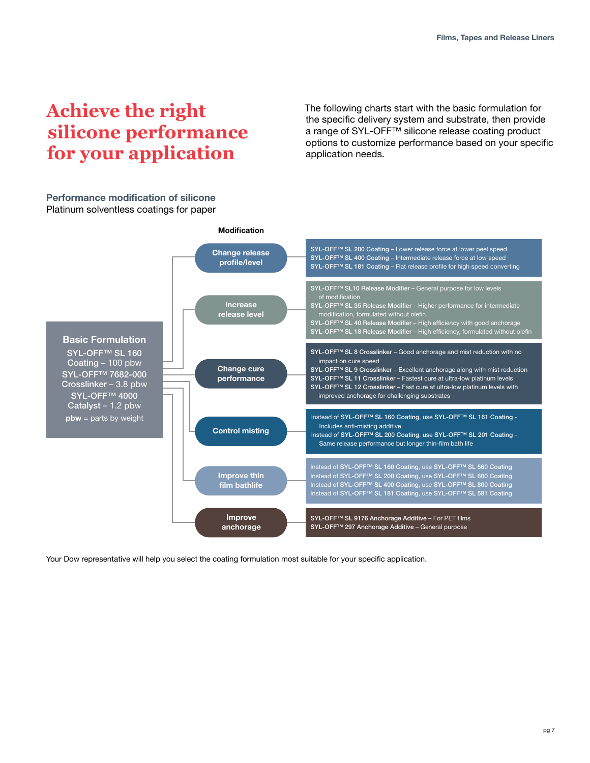# Achieve the right silicone performance for your application

The following charts start with the basic formulation for the specific delivery system and substrate, then provide a range of SYL-OFF™ silicone release coating product options to customize performance based on your specific application needs.

### Performance modification of silicone

Platinum solventless coatings for paper

**Basic Formulation**

SYL-OFF™ SL 160 Coating – 100 pbw
SYL-OFF™ 7682-000 Crosslinker – 3.8 pbw
SYL-OFF™ 4000 Catalyst – 1.2 pbw

**pbw** = parts by weight

| Modification | Options |
| --- | --- |
| Change release profile/level | **SYL-OFF™ SL 200 Coating** – Lower release force at lower peel speed<br>**SYL-OFF™ SL 400 Coating** – Intermediate release force at low speed<br>**SYL-OFF™ SL 181 Coating** – Flat release profile for high speed converting |
| Increase release level | **SYL-OFF™ SL10 Release Modifier** – General purpose for low levels of modification<br>**SYL-OFF™ SL 35 Release Modifier** – Higher performance for intermediate modification, formulated without olefin<br>**SYL-OFF™ SL 40 Release Modifier** – High efficiency with good anchorage<br>**SYL-OFF™ SL 18 Release Modifier** – High efficiency, formulated without olefin |
| Change cure performance | **SYL-OFF™ SL 8 Crosslinker** – Good anchorage and mist reduction with no impact on cure speed<br>**SYL-OFF™ SL 9 Crosslinker** – Excellent anchorage along with mist reduction<br>**SYL-OFF™ SL 11 Crosslinker** – Fastest cure at ultra-low platinum levels<br>**SYL-OFF™ SL 12 Crosslinker** – Fast cure at ultra-low platinum levels with improved anchorage for challenging substrates |
| Control misting | Instead of **SYL-OFF™ SL 160 Coating**, use **SYL-OFF™ SL 161 Coating** - Includes anti-misting additive<br>Instead of **SYL-OFF™ SL 200 Coating**, use **SYL-OFF™ SL 201 Coating** - Same release performance but longer thin-film bath life |
| Improve thin film bathlife | Instead of **SYL-OFF™ SL 160 Coating**, use **SYL-OFF™ SL 560 Coating**<br>Instead of **SYL-OFF™ SL 200 Coating**, use **SYL-OFF™ SL 600 Coating**<br>Instead of **SYL-OFF™ SL 400 Coating**, use **SYL-OFF™ SL 800 Coating**<br>Instead of **SYL-OFF™ SL 181 Coating**, use **SYL-OFF™ SL 581 Coating** |
| Improve anchorage | **SYL-OFF™ SL 9176 Anchorage Additive** – For PET films<br>**SYL-OFF™ 297 Anchorage Additive** – General purpose |

Your Dow representative will help you select the coating formulation most suitable for your specific application.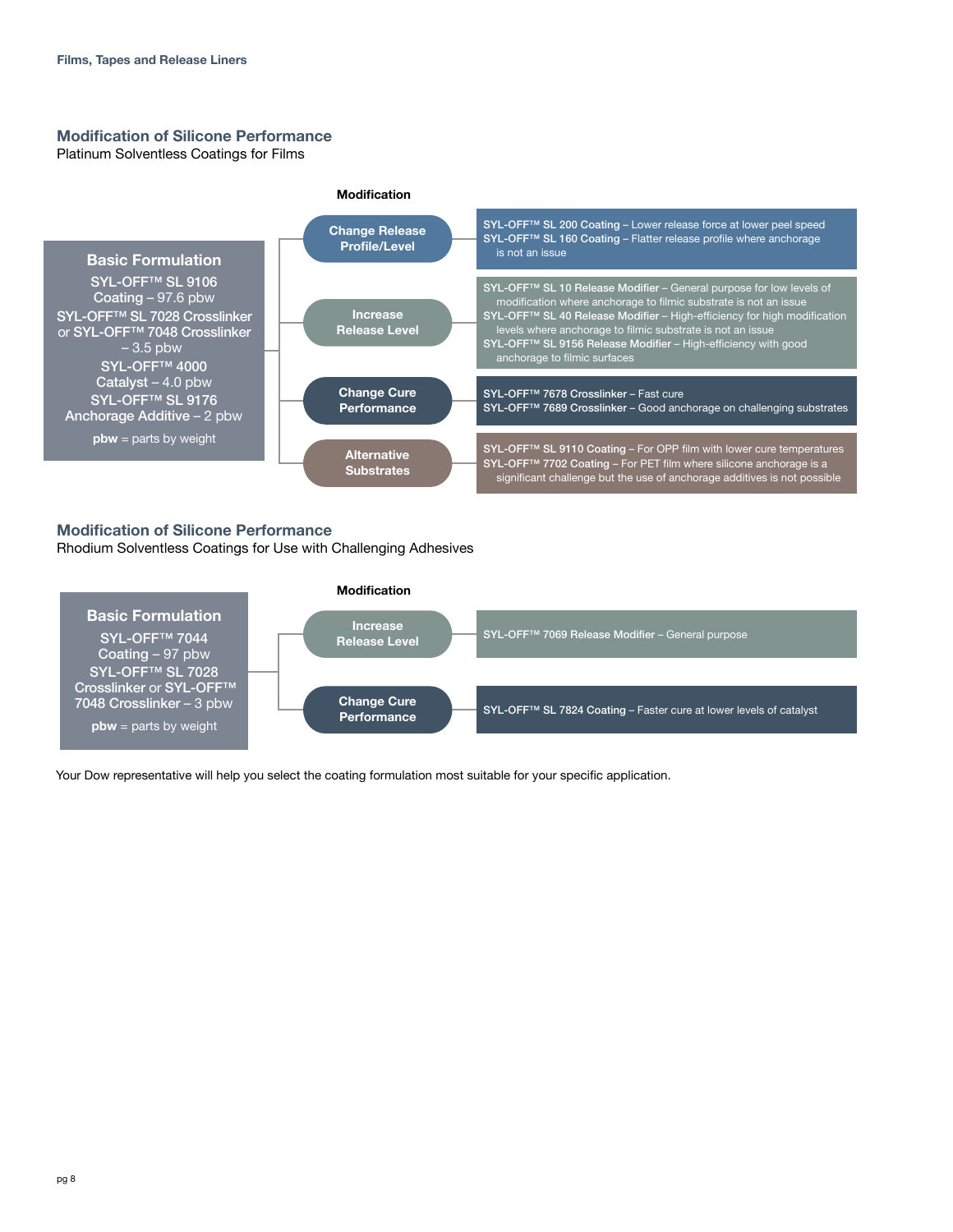## Modification of Silicone Performance

Platinum Solventless Coatings for Films

**Basic Formulation**

SYL-OFF™ SL 9106 Coating – 97.6 pbw
SYL-OFF™ SL 7028 Crosslinker or SYL-OFF™ 7048 Crosslinker – 3.5 pbw
SYL-OFF™ 4000 Catalyst – 4.0 pbw
SYL-OFF™ SL 9176 Anchorage Additive – 2 pbw

**pbw** = parts by weight

| Modification | |
|---|---|
| **Change Release Profile/Level** | **SYL-OFF™ SL 200 Coating** – Lower release force at lower peel speed<br>**SYL-OFF™ SL 160 Coating** – Flatter release profile where anchorage is not an issue |
| **Increase Release Level** | **SYL-OFF™ SL 10 Release Modifier** – General purpose for low levels of modification where anchorage to filmic substrate is not an issue<br>**SYL-OFF™ SL 40 Release Modifier** – High-efficiency for high modification levels where anchorage to filmic substrate is not an issue<br>**SYL-OFF™ SL 9156 Release Modifier** – High-efficiency with good anchorage to filmic surfaces |
| **Change Cure Performance** | **SYL-OFF™ 7678 Crosslinker** – Fast cure<br>**SYL-OFF™ 7689 Crosslinker** – Good anchorage on challenging substrates |
| **Alternative Substrates** | **SYL-OFF™ SL 9110 Coating** – For OPP film with lower cure temperatures<br>**SYL-OFF™ 7702 Coating** – For PET film where silicone anchorage is a significant challenge but the use of anchorage additives is not possible |

## Modification of Silicone Performance

Rhodium Solventless Coatings for Use with Challenging Adhesives

**Basic Formulation**

SYL-OFF™ 7044 Coating – 97 pbw
SYL-OFF™ SL 7028 Crosslinker or SYL-OFF™ 7048 Crosslinker – 3 pbw

**pbw** = parts by weight

| Modification | |
|---|---|
| **Increase Release Level** | **SYL-OFF™ 7069 Release Modifier** – General purpose |
| **Change Cure Performance** | **SYL-OFF™ SL 7824 Coating** – Faster cure at lower levels of catalyst |

Your Dow representative will help you select the coating formulation most suitable for your specific application.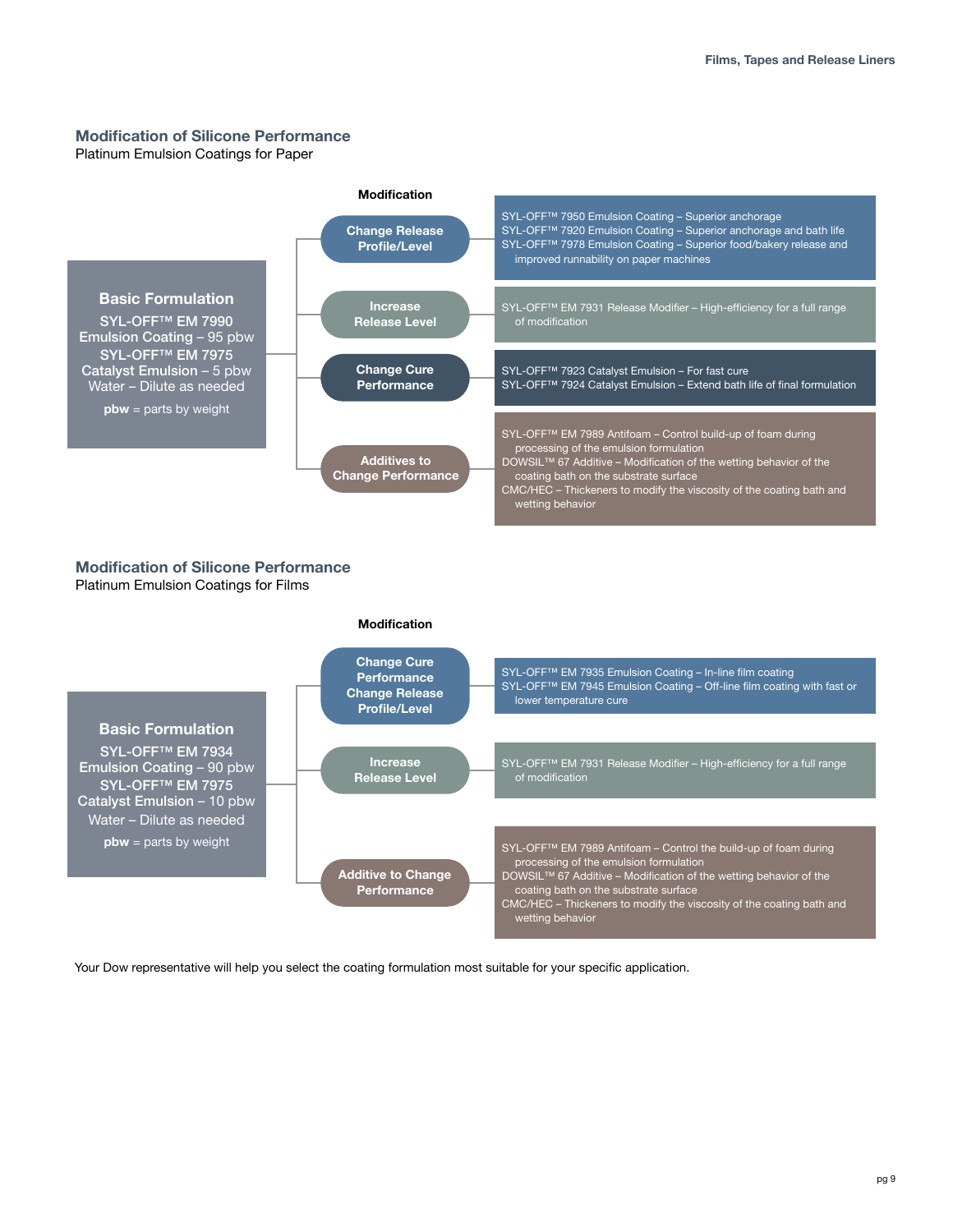## Modification of Silicone Performance

Platinum Emulsion Coatings for Paper

**Basic Formulation**

SYL-OFF™ EM 7990 Emulsion Coating – 95 pbw
SYL-OFF™ EM 7975 Catalyst Emulsion – 5 pbw
Water – Dilute as needed

**pbw** = parts by weight

| Modification | |
|---|---|
| **Change Release Profile/Level** | SYL-OFF™ 7950 Emulsion Coating – Superior anchorage<br>SYL-OFF™ 7920 Emulsion Coating – Superior anchorage and bath life<br>SYL-OFF™ 7978 Emulsion Coating – Superior food/bakery release and improved runnability on paper machines |
| **Increase Release Level** | SYL-OFF™ EM 7931 Release Modifier – High-efficiency for a full range of modification |
| **Change Cure Performance** | SYL-OFF™ 7923 Catalyst Emulsion – For fast cure<br>SYL-OFF™ 7924 Catalyst Emulsion – Extend bath life of final formulation |
| **Additives to Change Performance** | SYL-OFF™ EM 7989 Antifoam – Control build-up of foam during processing of the emulsion formulation<br>DOWSIL™ 67 Additive – Modification of the wetting behavior of the coating bath on the substrate surface<br>CMC/HEC – Thickeners to modify the viscosity of the coating bath and wetting behavior |

## Modification of Silicone Performance

Platinum Emulsion Coatings for Films

**Basic Formulation**

SYL-OFF™ EM 7934 Emulsion Coating – 90 pbw
SYL-OFF™ EM 7975 Catalyst Emulsion – 10 pbw
Water – Dilute as needed

**pbw** = parts by weight

| Modification | |
|---|---|
| **Change Cure Performance Change Release Profile/Level** | SYL-OFF™ EM 7935 Emulsion Coating – In-line film coating<br>SYL-OFF™ EM 7945 Emulsion Coating – Off-line film coating with fast or lower temperature cure |
| **Increase Release Level** | SYL-OFF™ EM 7931 Release Modifier – High-efficiency for a full range of modification |
| **Additive to Change Performance** | SYL-OFF™ EM 7989 Antifoam – Control the build-up of foam during processing of the emulsion formulation<br>DOWSIL™ 67 Additive – Modification of the wetting behavior of the coating bath on the substrate surface<br>CMC/HEC – Thickeners to modify the viscosity of the coating bath and wetting behavior |

Your Dow representative will help you select the coating formulation most suitable for your specific application.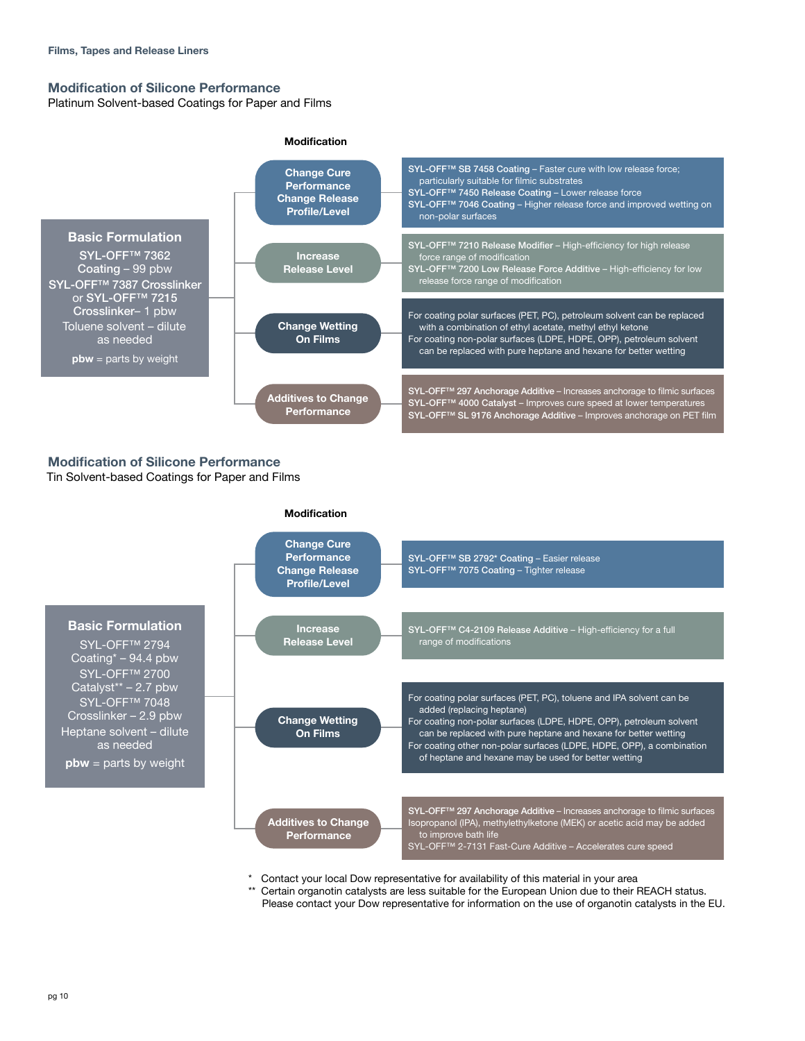## Modification of Silicone Performance

Platinum Solvent-based Coatings for Paper and Films

**Basic Formulation**

SYL-OFF™ 7362 Coating – 99 pbw
SYL-OFF™ 7387 Crosslinker or SYL-OFF™ 7215 Crosslinker– 1 pbw
Toluene solvent – dilute as needed

**pbw** = parts by weight

| Modification | |
|---|---|
| Change Cure Performance Change Release Profile/Level | **SYL-OFF™ SB 7458 Coating** – Faster cure with low release force; particularly suitable for filmic substrates<br>**SYL-OFF™ 7450 Release Coating** – Lower release force<br>**SYL-OFF™ 7046 Coating** – Higher release force and improved wetting on non-polar surfaces |
| Increase Release Level | **SYL-OFF™ 7210 Release Modifier** – High-efficiency for high release force range of modification<br>**SYL-OFF™ 7200 Low Release Force Additive** – High-efficiency for low release force range of modification |
| Change Wetting On Films | For coating polar surfaces (PET, PC), petroleum solvent can be replaced with a combination of ethyl acetate, methyl ethyl ketone<br>For coating non-polar surfaces (LDPE, HDPE, OPP), petroleum solvent can be replaced with pure heptane and hexane for better wetting |
| Additives to Change Performance | **SYL-OFF™ 297 Anchorage Additive** – Increases anchorage to filmic surfaces<br>**SYL-OFF™ 4000 Catalyst** – Improves cure speed at lower temperatures<br>**SYL-OFF™ SL 9176 Anchorage Additive** – Improves anchorage on PET film |

## Modification of Silicone Performance

Tin Solvent-based Coatings for Paper and Films

**Basic Formulation**

SYL-OFF™ 2794 Coating* – 94.4 pbw
SYL-OFF™ 2700 Catalyst** – 2.7 pbw
SYL-OFF™ 7048 Crosslinker – 2.9 pbw
Heptane solvent – dilute as needed

**pbw** = parts by weight

| Modification | |
|---|---|
| Change Cure Performance Change Release Profile/Level | **SYL-OFF™ SB 2792* Coating** – Easier release<br>**SYL-OFF™ 7075 Coating** – Tighter release |
| Increase Release Level | **SYL-OFF™ C4-2109 Release Additive** – High-efficiency for a full range of modifications |
| Change Wetting On Films | For coating polar surfaces (PET, PC), toluene and IPA solvent can be added (replacing heptane)<br>For coating non-polar surfaces (LDPE, HDPE, OPP), petroleum solvent can be replaced with pure heptane and hexane for better wetting<br>For coating other non-polar surfaces (LDPE, HDPE, OPP), a combination of heptane and hexane may be used for better wetting |
| Additives to Change Performance | **SYL-OFF™ 297 Anchorage Additive** – Increases anchorage to filmic surfaces<br>Isopropanol (IPA), methylethylketone (MEK) or acetic acid may be added to improve bath life<br>SYL-OFF™ 2-7131 Fast-Cure Additive – Accelerates cure speed |

\* Contact your local Dow representative for availability of this material in your area
\** Certain organotin catalysts are less suitable for the European Union due to their REACH status. Please contact your Dow representative for information on the use of organotin catalysts in the EU.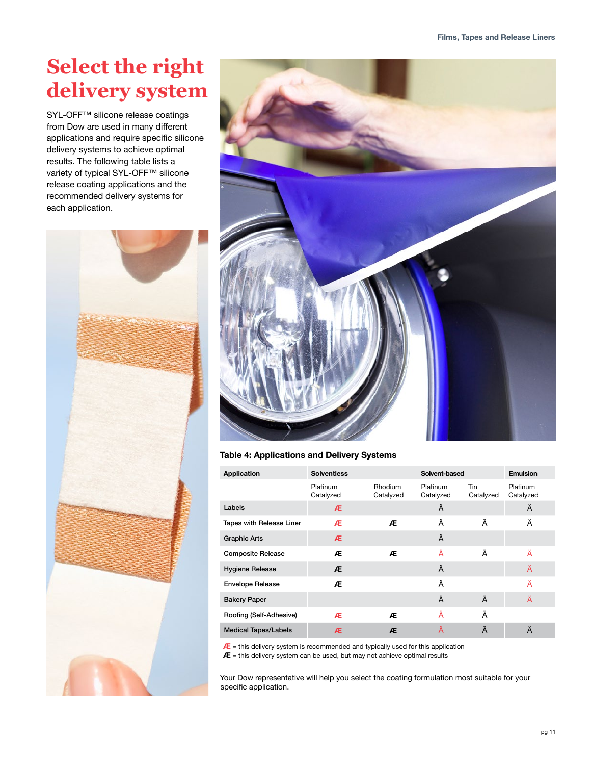# Select the right delivery system

SYL-OFF™ silicone release coatings from Dow are used in many different applications and require specific silicone delivery systems to achieve optimal results. The following table lists a variety of typical SYL-OFF™ silicone release coating applications and the recommended delivery systems for each application.

**Table 4: Applications and Delivery Systems**

| Application | Solventless | | Solvent-based | | Emulsion |
|---|---|---|---|---|---|
| | Platinum Catalyzed | Rhodium Catalyzed | Platinum Catalyzed | Tin Catalyzed | Platinum Catalyzed |
| Labels | Æ | | Ä | | Ä |
| Tapes with Release Liner | Æ | Æ | Ä | Ä | Ä |
| Graphic Arts | Æ | | Ä | | |
| Composite Release | Æ | Æ | Ä | Ä | Ä |
| Hygiene Release | Æ | | Ä | | Ä |
| Envelope Release | Æ | | Ä | | Ä |
| Bakery Paper | | | Ä | Ä | Ä |
| Roofing (Self-Adhesive) | Æ | Æ | Ä | Ä | |
| Medical Tapes/Labels | Æ | Æ | Ä | Ä | Ä |

Æ = this delivery system is recommended and typically used for this application
Æ = this delivery system can be used, but may not achieve optimal results

Your Dow representative will help you select the coating formulation most suitable for your specific application.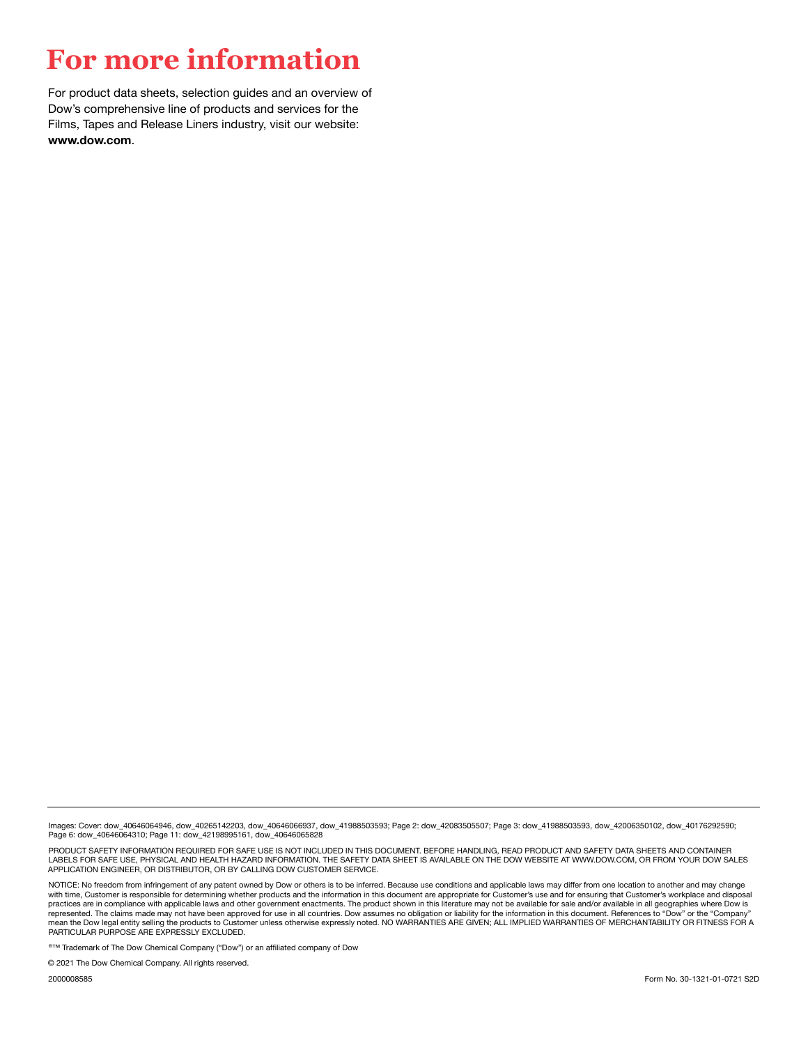# For more information

For product data sheets, selection guides and an overview of Dow's comprehensive line of products and services for the Films, Tapes and Release Liners industry, visit our website: **www.dow.com**.

---

Images: Cover: dow_40646064946, dow_40265142203, dow_40646066937, dow_41988503593; Page 2: dow_42083505507; Page 3: dow_41988503593, dow_42006350102, dow_40176292590; Page 6: dow_40646064310; Page 11: dow_42198995161, dow_40646065828

PRODUCT SAFETY INFORMATION REQUIRED FOR SAFE USE IS NOT INCLUDED IN THIS DOCUMENT. BEFORE HANDLING, READ PRODUCT AND SAFETY DATA SHEETS AND CONTAINER LABELS FOR SAFE USE, PHYSICAL AND HEALTH HAZARD INFORMATION. THE SAFETY DATA SHEET IS AVAILABLE ON THE DOW WEBSITE AT WWW.DOW.COM, OR FROM YOUR DOW SALES APPLICATION ENGINEER, OR DISTRIBUTOR, OR BY CALLING DOW CUSTOMER SERVICE.

NOTICE: No freedom from infringement of any patent owned by Dow or others is to be inferred. Because use conditions and applicable laws may differ from one location to another and may change with time, Customer is responsible for determining whether products and the information in this document are appropriate for Customer's use and for ensuring that Customer's workplace and disposal practices are in compliance with applicable laws and other government enactments. The product shown in this literature may not be available for sale and/or available in all geographies where Dow is represented. The claims made may not have been approved for use in all countries. Dow assumes no obligation or liability for the information in this document. References to "Dow" or the "Company" mean the Dow legal entity selling the products to Customer unless otherwise expressly noted. NO WARRANTIES ARE GIVEN; ALL IMPLIED WARRANTIES OF MERCHANTABILITY OR FITNESS FOR A PARTICULAR PURPOSE ARE EXPRESSLY EXCLUDED.

®™ Trademark of The Dow Chemical Company ("Dow") or an affiliated company of Dow

© 2021 The Dow Chemical Company. All rights reserved.

2000008585

Form No. 30-1321-01-0721 S2D